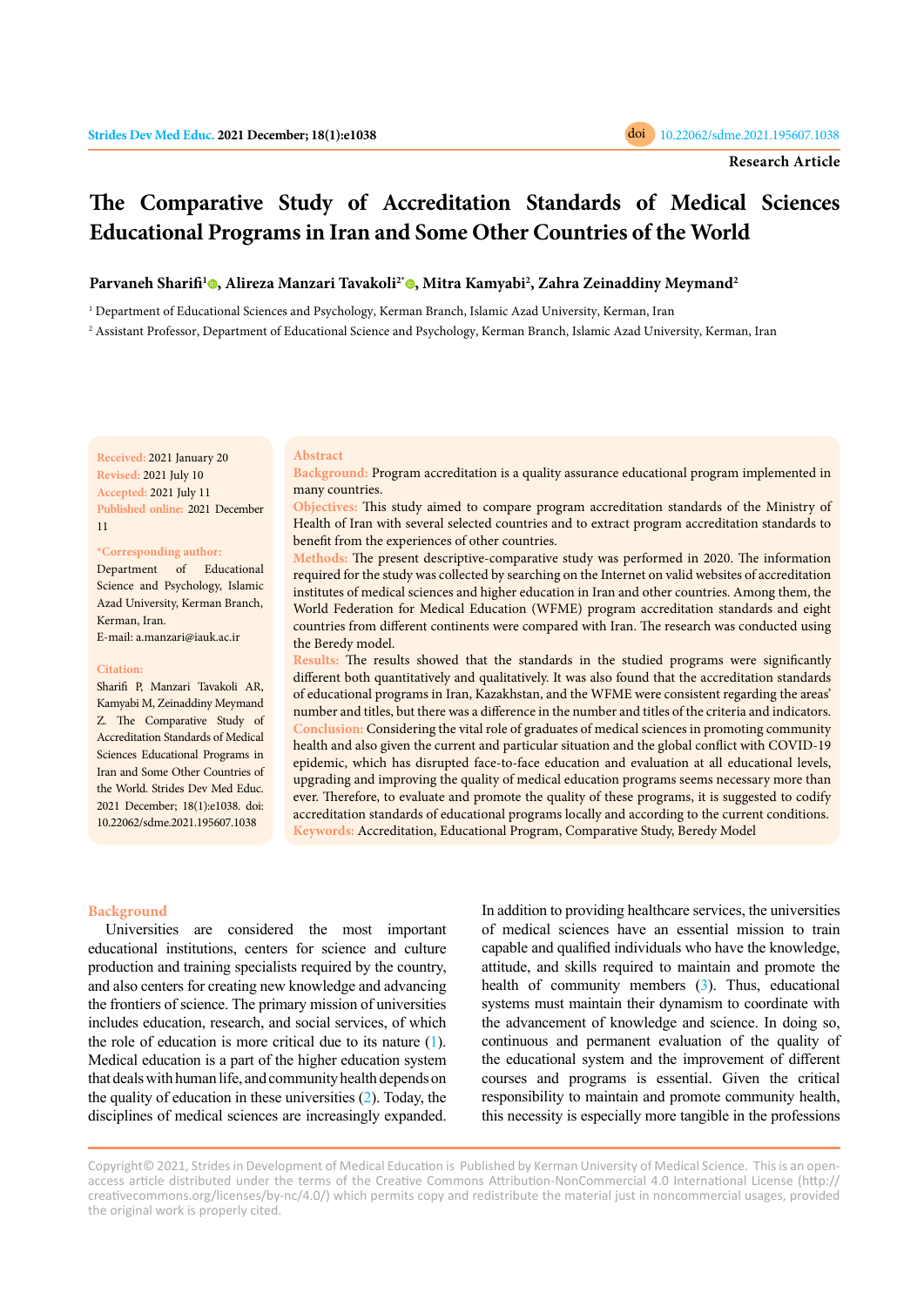Research Article

# The Comparative Study of Accreditation Standards of Medical Sciences Educational Programs in Iran and Some Other Countries of the World

**Parvaneh Sharifi[1], Alireza Manzari Tavakoli[2*], Mitra Kamyabi[2], Zahra Zeinaddiny Meymand[2]**

[1] Department of Educational Sciences and Psychology, Kerman Branch, Islamic Azad University, Kerman, Iran

[2] Assistant Professor, Department of Educational Science and Psychology, Kerman Branch, Islamic Azad University, Kerman, Iran

**Received:** 2021 January 20
**Revised:** 2021 July 10
**Accepted:** 2021 July 11
**Published online:** 2021 December 11

**\*Corresponding author:** Department of Educational Science and Psychology, Islamic Azad University, Kerman Branch, Kerman, Iran.
E-mail: a.manzari@iauk.ac.ir

**Citation:** Sharifi P, Manzari Tavakoli AR, Kamyabi M, Zeinaddiny Meymand Z. The Comparative Study of Accreditation Standards of Medical Sciences Educational Programs in Iran and Some Other Countries of the World. Strides Dev Med Educ. 2021 December; 18(1):e1038. doi: 10.22062/sdme.2021.195607.1038

## Abstract

**Background:** Program accreditation is a quality assurance educational program implemented in many countries.

**Objectives:** This study aimed to compare program accreditation standards of the Ministry of Health of Iran with several selected countries and to extract program accreditation standards to benefit from the experiences of other countries.

**Methods:** The present descriptive-comparative study was performed in 2020. The information required for the study was collected by searching on the Internet on valid websites of accreditation institutes of medical sciences and higher education in Iran and other countries. Among them, the World Federation for Medical Education (WFME) program accreditation standards and eight countries from different continents were compared with Iran. The research was conducted using the Beredy model.

**Results:** The results showed that the standards in the studied programs were significantly different both quantitatively and qualitatively. It was also found that the accreditation standards of educational programs in Iran, Kazakhstan, and the WFME were consistent regarding the areas' number and titles, but there was a difference in the number and titles of the criteria and indicators.

**Conclusion:** Considering the vital role of graduates of medical sciences in promoting community health and also given the current and particular situation and the global conflict with COVID-19 epidemic, which has disrupted face-to-face education and evaluation at all educational levels, upgrading and improving the quality of medical education programs seems necessary more than ever. Therefore, to evaluate and promote the quality of these programs, it is suggested to codify accreditation standards of educational programs locally and according to the current conditions.

**Keywords:** Accreditation, Educational Program, Comparative Study, Beredy Model

## Background

Universities are considered the most important educational institutions, centers for science and culture production and training specialists required by the country, and also centers for creating new knowledge and advancing the frontiers of science. The primary mission of universities includes education, research, and social services, of which the role of education is more critical due to its nature (1). Medical education is a part of the higher education system that deals with human life, and community health depends on the quality of education in these universities (2). Today, the disciplines of medical sciences are increasingly expanded. In addition to providing healthcare services, the universities of medical sciences have an essential mission to train capable and qualified individuals who have the knowledge, attitude, and skills required to maintain and promote the health of community members (3). Thus, educational systems must maintain their dynamism to coordinate with the advancement of knowledge and science. In doing so, continuous and permanent evaluation of the quality of the educational system and the improvement of different courses and programs is essential. Given the critical responsibility to maintain and promote community health, this necessity is especially more tangible in the professions

Copyright© 2021, Strides in Development of Medical Education is Published by Kerman University of Medical Science. This is an open-access article distributed under the terms of the Creative Commons Attribution-NonCommercial 4.0 International License (http://creativecommons.org/licenses/by-nc/4.0/) which permits copy and redistribute the material just in noncommercial usages, provided the original work is properly cited.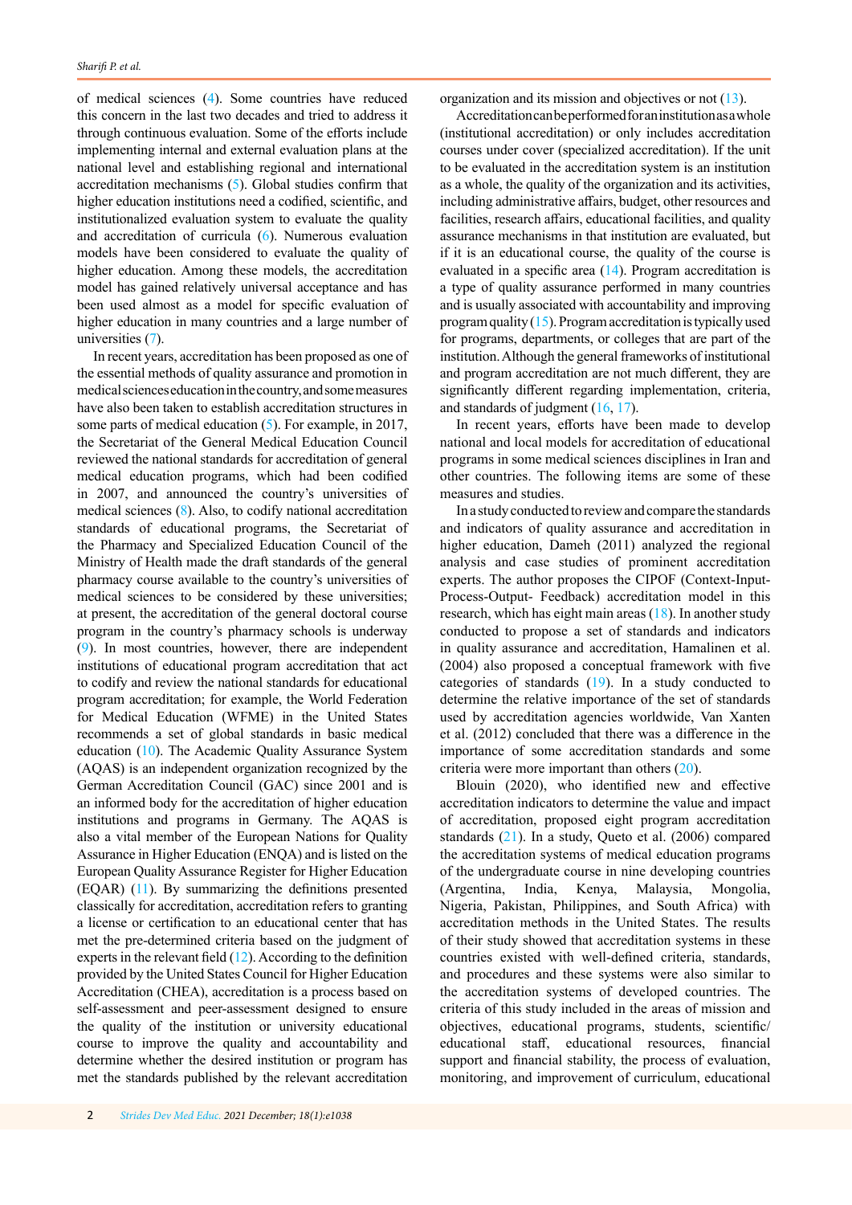of medical sciences (4). Some countries have reduced this concern in the last two decades and tried to address it through continuous evaluation. Some of the efforts include implementing internal and external evaluation plans at the national level and establishing regional and international accreditation mechanisms (5). Global studies confirm that higher education institutions need a codified, scientific, and institutionalized evaluation system to evaluate the quality and accreditation of curricula (6). Numerous evaluation models have been considered to evaluate the quality of higher education. Among these models, the accreditation model has gained relatively universal acceptance and has been used almost as a model for specific evaluation of higher education in many countries and a large number of universities (7).

In recent years, accreditation has been proposed as one of the essential methods of quality assurance and promotion in medical sciences education in the country, and some measures have also been taken to establish accreditation structures in some parts of medical education (5). For example, in 2017, the Secretariat of the General Medical Education Council reviewed the national standards for accreditation of general medical education programs, which had been codified in 2007, and announced the country's universities of medical sciences (8). Also, to codify national accreditation standards of educational programs, the Secretariat of the Pharmacy and Specialized Education Council of the Ministry of Health made the draft standards of the general pharmacy course available to the country's universities of medical sciences to be considered by these universities; at present, the accreditation of the general doctoral course program in the country's pharmacy schools is underway (9). In most countries, however, there are independent institutions of educational program accreditation that act to codify and review the national standards for educational program accreditation; for example, the World Federation for Medical Education (WFME) in the United States recommends a set of global standards in basic medical education (10). The Academic Quality Assurance System (AQAS) is an independent organization recognized by the German Accreditation Council (GAC) since 2001 and is an informed body for the accreditation of higher education institutions and programs in Germany. The AQAS is also a vital member of the European Nations for Quality Assurance in Higher Education (ENQA) and is listed on the European Quality Assurance Register for Higher Education (EQAR) (11). By summarizing the definitions presented classically for accreditation, accreditation refers to granting a license or certification to an educational center that has met the pre-determined criteria based on the judgment of experts in the relevant field (12). According to the definition provided by the United States Council for Higher Education Accreditation (CHEA), accreditation is a process based on self-assessment and peer-assessment designed to ensure the quality of the institution or university educational course to improve the quality and accountability and determine whether the desired institution or program has met the standards published by the relevant accreditation organization and its mission and objectives or not (13).

Accreditation can be performed for an institution as a whole (institutional accreditation) or only includes accreditation courses under cover (specialized accreditation). If the unit to be evaluated in the accreditation system is an institution as a whole, the quality of the organization and its activities, including administrative affairs, budget, other resources and facilities, research affairs, educational facilities, and quality assurance mechanisms in that institution are evaluated, but if it is an educational course, the quality of the course is evaluated in a specific area (14). Program accreditation is a type of quality assurance performed in many countries and is usually associated with accountability and improving program quality (15). Program accreditation is typically used for programs, departments, or colleges that are part of the institution. Although the general frameworks of institutional and program accreditation are not much different, they are significantly different regarding implementation, criteria, and standards of judgment (16, 17).

In recent years, efforts have been made to develop national and local models for accreditation of educational programs in some medical sciences disciplines in Iran and other countries. The following items are some of these measures and studies.

In a study conducted to review and compare the standards and indicators of quality assurance and accreditation in higher education, Dameh (2011) analyzed the regional analysis and case studies of prominent accreditation experts. The author proposes the CIPOF (Context-Input-Process-Output- Feedback) accreditation model in this research, which has eight main areas (18). In another study conducted to propose a set of standards and indicators in quality assurance and accreditation, Hamalinen et al. (2004) also proposed a conceptual framework with five categories of standards (19). In a study conducted to determine the relative importance of the set of standards used by accreditation agencies worldwide, Van Xanten et al. (2012) concluded that there was a difference in the importance of some accreditation standards and some criteria were more important than others (20).

Blouin (2020), who identified new and effective accreditation indicators to determine the value and impact of accreditation, proposed eight program accreditation standards (21). In a study, Queto et al. (2006) compared the accreditation systems of medical education programs of the undergraduate course in nine developing countries (Argentina, India, Kenya, Malaysia, Mongolia, Nigeria, Pakistan, Philippines, and South Africa) with accreditation methods in the United States. The results of their study showed that accreditation systems in these countries existed with well-defined criteria, standards, and procedures and these systems were also similar to the accreditation systems of developed countries. The criteria of this study included in the areas of mission and objectives, educational programs, students, scientific/educational staff, educational resources, financial support and financial stability, the process of evaluation, monitoring, and improvement of curriculum, educational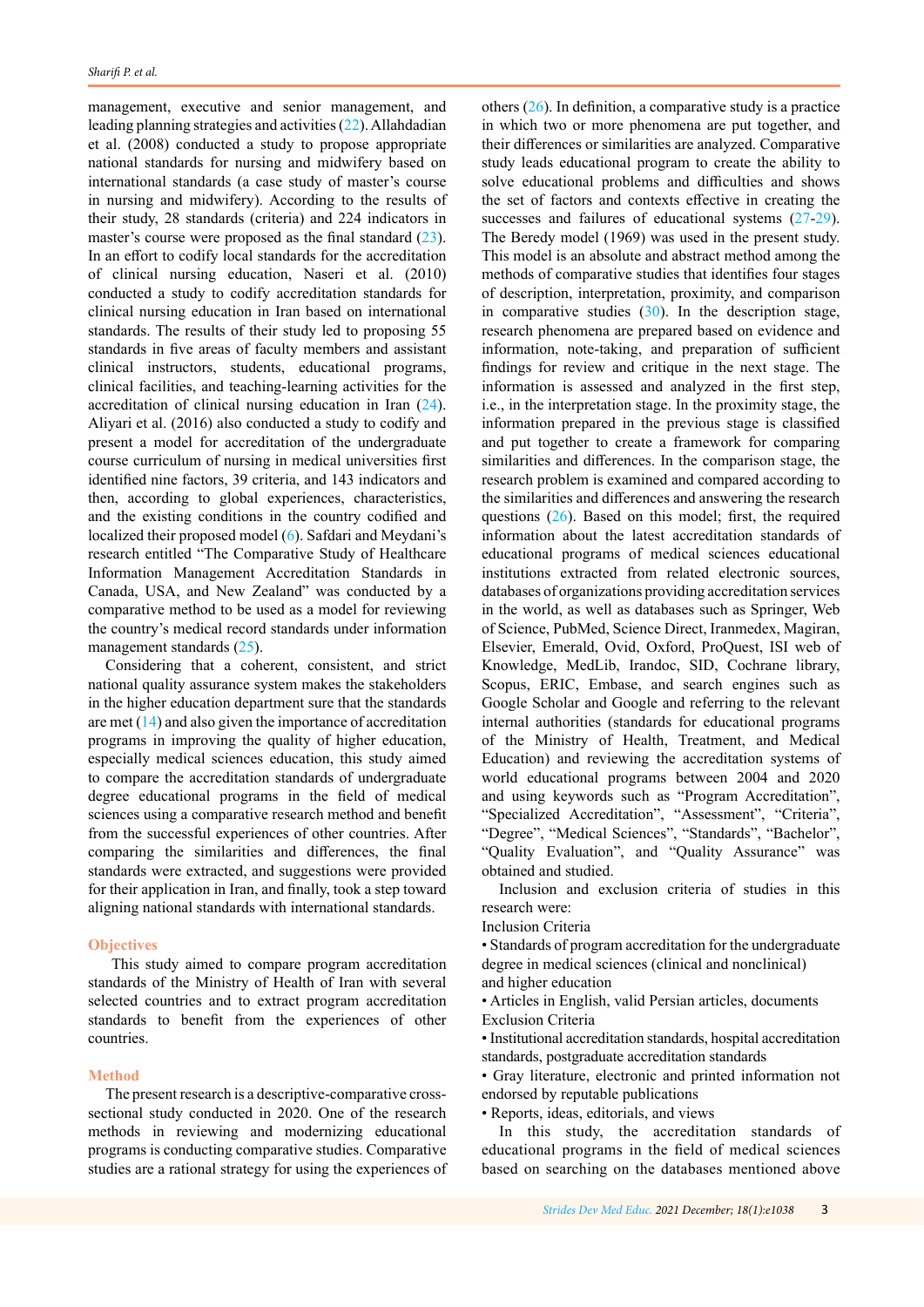management, executive and senior management, and leading planning strategies and activities (22). Allahdadian et al. (2008) conducted a study to propose appropriate national standards for nursing and midwifery based on international standards (a case study of master's course in nursing and midwifery). According to the results of their study, 28 standards (criteria) and 224 indicators in master's course were proposed as the final standard (23). In an effort to codify local standards for the accreditation of clinical nursing education, Naseri et al. (2010) conducted a study to codify accreditation standards for clinical nursing education in Iran based on international standards. The results of their study led to proposing 55 standards in five areas of faculty members and assistant clinical instructors, students, educational programs, clinical facilities, and teaching-learning activities for the accreditation of clinical nursing education in Iran (24). Aliyari et al. (2016) also conducted a study to codify and present a model for accreditation of the undergraduate course curriculum of nursing in medical universities first identified nine factors, 39 criteria, and 143 indicators and then, according to global experiences, characteristics, and the existing conditions in the country codified and localized their proposed model (6). Safdari and Meydani's research entitled "The Comparative Study of Healthcare Information Management Accreditation Standards in Canada, USA, and New Zealand" was conducted by a comparative method to be used as a model for reviewing the country's medical record standards under information management standards (25).

Considering that a coherent, consistent, and strict national quality assurance system makes the stakeholders in the higher education department sure that the standards are met (14) and also given the importance of accreditation programs in improving the quality of higher education, especially medical sciences education, this study aimed to compare the accreditation standards of undergraduate degree educational programs in the field of medical sciences using a comparative research method and benefit from the successful experiences of other countries. After comparing the similarities and differences, the final standards were extracted, and suggestions were provided for their application in Iran, and finally, took a step toward aligning national standards with international standards.

## Objectives

This study aimed to compare program accreditation standards of the Ministry of Health of Iran with several selected countries and to extract program accreditation standards to benefit from the experiences of other countries.

## Method

The present research is a descriptive-comparative cross-sectional study conducted in 2020. One of the research methods in reviewing and modernizing educational programs is conducting comparative studies. Comparative studies are a rational strategy for using the experiences of others (26). In definition, a comparative study is a practice in which two or more phenomena are put together, and their differences or similarities are analyzed. Comparative study leads educational program to create the ability to solve educational problems and difficulties and shows the set of factors and contexts effective in creating the successes and failures of educational systems (27-29). The Beredy model (1969) was used in the present study. This model is an absolute and abstract method among the methods of comparative studies that identifies four stages of description, interpretation, proximity, and comparison in comparative studies (30). In the description stage, research phenomena are prepared based on evidence and information, note-taking, and preparation of sufficient findings for review and critique in the next stage. The information is assessed and analyzed in the first step, i.e., in the interpretation stage. In the proximity stage, the information prepared in the previous stage is classified and put together to create a framework for comparing similarities and differences. In the comparison stage, the research problem is examined and compared according to the similarities and differences and answering the research questions (26). Based on this model; first, the required information about the latest accreditation standards of educational programs of medical sciences educational institutions extracted from related electronic sources, databases of organizations providing accreditation services in the world, as well as databases such as Springer, Web of Science, PubMed, Science Direct, Iranmedex, Magiran, Elsevier, Emerald, Ovid, Oxford, ProQuest, ISI web of Knowledge, MedLib, Irandoc, SID, Cochrane library, Scopus, ERIC, Embase, and search engines such as Google Scholar and Google and referring to the relevant internal authorities (standards for educational programs of the Ministry of Health, Treatment, and Medical Education) and reviewing the accreditation systems of world educational programs between 2004 and 2020 and using keywords such as "Program Accreditation", "Specialized Accreditation", "Assessment", "Criteria", "Degree", "Medical Sciences", "Standards", "Bachelor", "Quality Evaluation", and "Quality Assurance" was obtained and studied.

Inclusion and exclusion criteria of studies in this research were:

Inclusion Criteria

- Standards of program accreditation for the undergraduate degree in medical sciences (clinical and nonclinical) and higher education
- Articles in English, valid Persian articles, documents

Exclusion Criteria

- Institutional accreditation standards, hospital accreditation standards, postgraduate accreditation standards
- Gray literature, electronic and printed information not endorsed by reputable publications
- Reports, ideas, editorials, and views

In this study, the accreditation standards of educational programs in the field of medical sciences based on searching on the databases mentioned above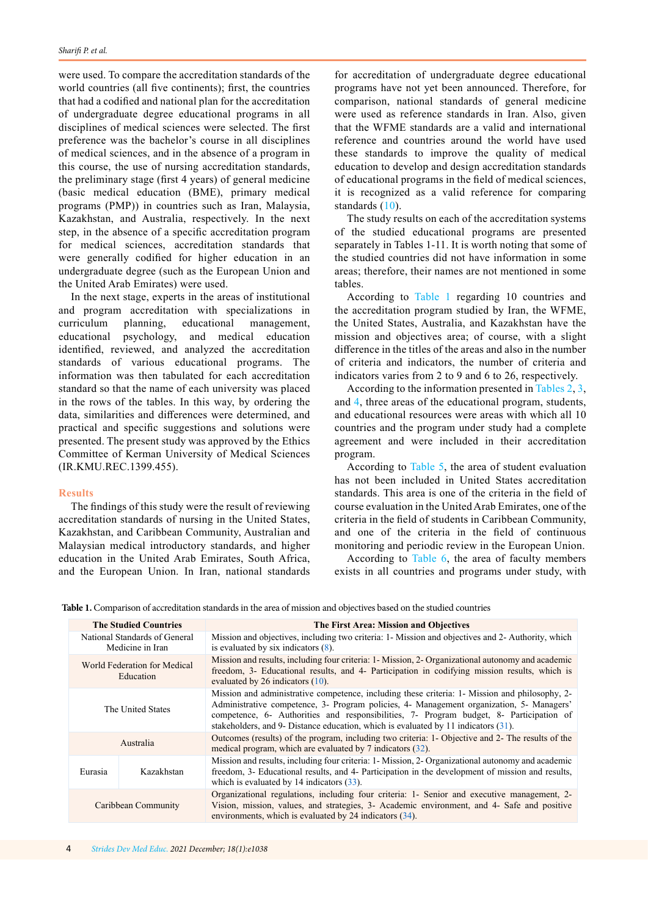were used. To compare the accreditation standards of the world countries (all five continents); first, the countries that had a codified and national plan for the accreditation of undergraduate degree educational programs in all disciplines of medical sciences were selected. The first preference was the bachelor's course in all disciplines of medical sciences, and in the absence of a program in this course, the use of nursing accreditation standards, the preliminary stage (first 4 years) of general medicine (basic medical education (BME), primary medical programs (PMP)) in countries such as Iran, Malaysia, Kazakhstan, and Australia, respectively. In the next step, in the absence of a specific accreditation program for medical sciences, accreditation standards that were generally codified for higher education in an undergraduate degree (such as the European Union and the United Arab Emirates) were used.

In the next stage, experts in the areas of institutional and program accreditation with specializations in curriculum planning, educational management, educational psychology, and medical education identified, reviewed, and analyzed the accreditation standards of various educational programs. The information was then tabulated for each accreditation standard so that the name of each university was placed in the rows of the tables. In this way, by ordering the data, similarities and differences were determined, and practical and specific suggestions and solutions were presented. The present study was approved by the Ethics Committee of Kerman University of Medical Sciences (IR.KMU.REC.1399.455).

## Results

The findings of this study were the result of reviewing accreditation standards of nursing in the United States, Kazakhstan, and Caribbean Community, Australian and Malaysian medical introductory standards, and higher education in the United Arab Emirates, South Africa, and the European Union. In Iran, national standards for accreditation of undergraduate degree educational programs have not yet been announced. Therefore, for comparison, national standards of general medicine were used as reference standards in Iran. Also, given that the WFME standards are a valid and international reference and countries around the world have used these standards to improve the quality of medical education to develop and design accreditation standards of educational programs in the field of medical sciences, it is recognized as a valid reference for comparing standards (10).

The study results on each of the accreditation systems of the studied educational programs are presented separately in Tables 1-11. It is worth noting that some of the studied countries did not have information in some areas; therefore, their names are not mentioned in some tables.

According to Table 1 regarding 10 countries and the accreditation program studied by Iran, the WFME, the United States, Australia, and Kazakhstan have the mission and objectives area; of course, with a slight difference in the titles of the areas and also in the number of criteria and indicators, the number of criteria and indicators varies from 2 to 9 and 6 to 26, respectively.

According to the information presented in Tables 2, 3, and 4, three areas of the educational program, students, and educational resources were areas with which all 10 countries and the program under study had a complete agreement and were included in their accreditation program.

According to Table 5, the area of student evaluation has not been included in United States accreditation standards. This area is one of the criteria in the field of course evaluation in the United Arab Emirates, one of the criteria in the field of students in Caribbean Community, and one of the criteria in the field of continuous monitoring and periodic review in the European Union.

According to Table 6, the area of faculty members exists in all countries and programs under study, with

**Table 1.** Comparison of accreditation standards in the area of mission and objectives based on the studied countries

| The Studied Countries | | The First Area: Mission and Objectives |
|---|---|---|
| National Standards of General Medicine in Iran | | Mission and objectives, including two criteria: 1- Mission and objectives and 2- Authority, which is evaluated by six indicators (8). |
| World Federation for Medical Education | | Mission and results, including four criteria: 1- Mission, 2- Organizational autonomy and academic freedom, 3- Educational results, and 4- Participation in codifying mission results, which is evaluated by 26 indicators (10). |
| The United States | | Mission and administrative competence, including these criteria: 1- Mission and philosophy, 2- Administrative competence, 3- Program policies, 4- Management organization, 5- Managers' competence, 6- Authorities and responsibilities, 7- Program budget, 8- Participation of stakeholders, and 9- Distance education, which is evaluated by 11 indicators (31). |
| Australia | | Outcomes (results) of the program, including two criteria: 1- Objective and 2- The results of the medical program, which are evaluated by 7 indicators (32). |
| Eurasia | Kazakhstan | Mission and results, including four criteria: 1- Mission, 2- Organizational autonomy and academic freedom, 3- Educational results, and 4- Participation in the development of mission and results, which is evaluated by 14 indicators (33). |
| Caribbean Community | | Organizational regulations, including four criteria: 1- Senior and executive management, 2- Vision, mission, values, and strategies, 3- Academic environment, and 4- Safe and positive environments, which is evaluated by 24 indicators (34). |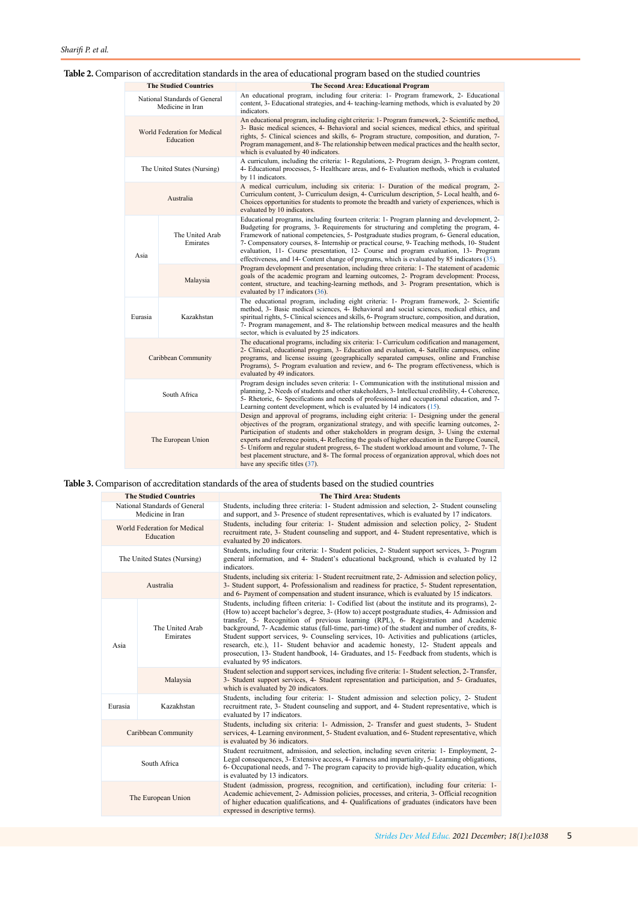**Table 2.** Comparison of accreditation standards in the area of educational program based on the studied countries

| The Studied Countries | | The Second Area: Educational Program |
|---|---|---|
| National Standards of General Medicine in Iran | | An educational program, including four criteria: 1- Program framework, 2- Educational content, 3- Educational strategies, and 4- teaching-learning methods, which is evaluated by 20 indicators. |
| World Federation for Medical Education | | An educational program, including eight criteria: 1- Program framework, 2- Scientific method, 3- Basic medical sciences, 4- Behavioral and social sciences, medical ethics, and spiritual rights, 5- Clinical sciences and skills, 6- Program structure, composition, and duration, 7- Program management, and 8- The relationship between medical practices and the health sector, which is evaluated by 40 indicators. |
| The United States (Nursing) | | A curriculum, including the criteria: 1- Regulations, 2- Program design, 3- Program content, 4- Educational processes, 5- Healthcare areas, and 6- Evaluation methods, which is evaluated by 11 indicators. |
| Australia | | A medical curriculum, including six criteria: 1- Duration of the medical program, 2- Curriculum content, 3- Curriculum design, 4- Curriculum description, 5- Local health, and 6- Choices opportunities for students to promote the breadth and variety of experiences, which is evaluated by 10 indicators. |
| Asia | The United Arab Emirates | Educational programs, including fourteen criteria: 1- Program planning and development, 2- Budgeting for programs, 3- Requirements for structuring and completing the program, 4- Framework of national competencies, 5- Postgraduate studies program, 6- General education, 7- Compensatory courses, 8- Internship or practical course, 9- Teaching methods, 10- Student evaluation, 11- Course presentation, 12- Course and program evaluation, 13- Program effectiveness, and 14- Content change of programs, which is evaluated by 85 indicators (35). |
| | Malaysia | Program development and presentation, including three criteria: 1- The statement of academic goals of the academic program and learning outcomes, 2- Program development: Process, content, structure, and teaching-learning methods, and 3- Program presentation, which is evaluated by 17 indicators (36). |
| Eurasia | Kazakhstan | The educational program, including eight criteria: 1- Program framework, 2- Scientific method, 3- Basic medical sciences, 4- Behavioral and social sciences, medical ethics, and spiritual rights, 5- Clinical sciences and skills, 6- Program structure, composition, and duration, 7- Program management, and 8- The relationship between medical measures and the health sector, which is evaluated by 25 indicators. |
| Caribbean Community | | The educational programs, including six criteria: 1- Curriculum codification and management, 2- Clinical, educational program, 3- Education and evaluation, 4- Satellite campuses, online programs, and license issuing (geographically separated campuses, online and Franchise Programs), 5- Program evaluation and review, and 6- The program effectiveness, which is evaluated by 49 indicators. |
| South Africa | | Program design includes seven criteria: 1- Communication with the institutional mission and planning, 2- Needs of students and other stakeholders, 3- Intellectual credibility, 4- Coherence, 5- Rhetoric, 6- Specifications and needs of professional and occupational education, and 7- Learning content development, which is evaluated by 14 indicators (15). |
| The European Union | | Design and approval of programs, including eight criteria: 1- Designing under the general objectives of the program, organizational strategy, and with specific learning outcomes, 2- Participation of students and other stakeholders in program design, 3- Using the external experts and reference points, 4- Reflecting the goals of higher education in the Europe Council, 5- Uniform and regular student progress, 6- The student workload amount and volume, 7- The best placement structure, and 8- The formal process of organization approval, which does not have any specific titles (37). |

**Table 3.** Comparison of accreditation standards of the area of students based on the studied countries

| The Studied Countries | | The Third Area: Students |
|---|---|---|
| National Standards of General Medicine in Iran | | Students, including three criteria: 1- Student admission and selection, 2- Student counseling and support, and 3- Presence of student representatives, which is evaluated by 17 indicators. |
| World Federation for Medical Education | | Students, including four criteria: 1- Student admission and selection policy, 2- Student recruitment rate, 3- Student counseling and support, and 4- Student representative, which is evaluated by 20 indicators. |
| The United States (Nursing) | | Students, including four criteria: 1- Student policies, 2- Student support services, 3- Program general information, and 4- Student's educational background, which is evaluated by 12 indicators. |
| Australia | | Students, including six criteria: 1- Student recruitment rate, 2- Admission and selection policy, 3- Student support, 4- Professionalism and readiness for practice, 5- Student representation, and 6- Payment of compensation and student insurance, which is evaluated by 15 indicators. |
| Asia | The United Arab Emirates | Students, including fifteen criteria: 1- Codified list (about the institute and its programs), 2- (How to) accept bachelor's degree, 3- (How to) accept postgraduate studies, 4- Admission and transfer, 5- Recognition of previous learning (RPL), 6- Registration and Academic background, 7- Academic status (full-time, part-time) of the student and number of credits, 8- Student support services, 9- Counseling services, 10- Activities and publications (articles, research, etc.), 11- Student behavior and academic honesty, 12- Student appeals and prosecution, 13- Student handbook, 14- Graduates, and 15- Feedback from students, which is evaluated by 95 indicators. |
| | Malaysia | Student selection and support services, including five criteria: 1- Student selection, 2- Transfer, 3- Student support services, 4- Student representation and participation, and 5- Graduates, which is evaluated by 20 indicators. |
| Eurasia | Kazakhstan | Students, including four criteria: 1- Student admission and selection policy, 2- Student recruitment rate, 3- Student counseling and support, and 4- Student representative, which is evaluated by 17 indicators. |
| Caribbean Community | | Students, including six criteria: 1- Admission, 2- Transfer and guest students, 3- Student services, 4- Learning environment, 5- Student evaluation, and 6- Student representative, which is evaluated by 36 indicators. |
| South Africa | | Student recruitment, admission, and selection, including seven criteria: 1- Employment, 2- Legal consequences, 3- Extensive access, 4- Fairness and impartiality, 5- Learning obligations, 6- Occupational needs, and 7- The program capacity to provide high-quality education, which is evaluated by 13 indicators. |
| The European Union | | Student (admission, progress, recognition, and certification), including four criteria: 1- Academic achievement, 2- Admission policies, processes, and criteria, 3- Official recognition of higher education qualifications, and 4- Qualifications of graduates (indicators have been expressed in descriptive terms). |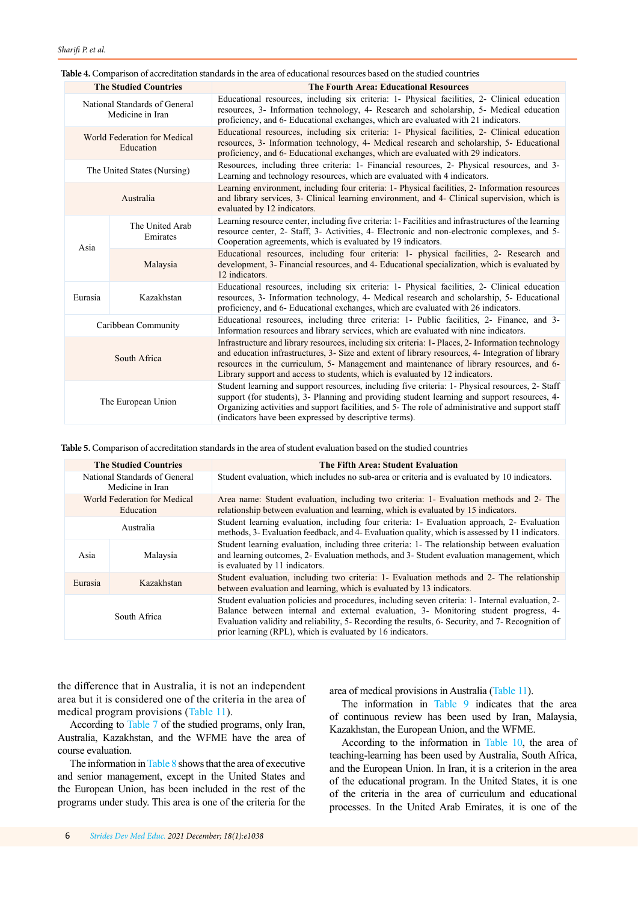**Table 4.** Comparison of accreditation standards in the area of educational resources based on the studied countries

| The Studied Countries | | The Fourth Area: Educational Resources |
|---|---|---|
| National Standards of General Medicine in Iran | | Educational resources, including six criteria: 1- Physical facilities, 2- Clinical education resources, 3- Information technology, 4- Research and scholarship, 5- Medical education proficiency, and 6- Educational exchanges, which are evaluated with 21 indicators. |
| World Federation for Medical Education | | Educational resources, including six criteria: 1- Physical facilities, 2- Clinical education resources, 3- Information technology, 4- Medical research and scholarship, 5- Educational proficiency, and 6- Educational exchanges, which are evaluated with 29 indicators. |
| The United States (Nursing) | | Resources, including three criteria: 1- Financial resources, 2- Physical resources, and 3- Learning and technology resources, which are evaluated with 4 indicators. |
| Australia | | Learning environment, including four criteria: 1- Physical facilities, 2- Information resources and library services, 3- Clinical learning environment, and 4- Clinical supervision, which is evaluated by 12 indicators. |
| Asia | The United Arab Emirates | Learning resource center, including five criteria: 1- Facilities and infrastructures of the learning resource center, 2- Staff, 3- Activities, 4- Electronic and non-electronic complexes, and 5- Cooperation agreements, which is evaluated by 19 indicators. |
| | Malaysia | Educational resources, including four criteria: 1- physical facilities, 2- Research and development, 3- Financial resources, and 4- Educational specialization, which is evaluated by 12 indicators. |
| Eurasia | Kazakhstan | Educational resources, including six criteria: 1- Physical facilities, 2- Clinical education resources, 3- Information technology, 4- Medical research and scholarship, 5- Educational proficiency, and 6- Educational exchanges, which are evaluated with 26 indicators. |
| Caribbean Community | | Educational resources, including three criteria: 1- Public facilities, 2- Finance, and 3- Information resources and library services, which are evaluated with nine indicators. |
| South Africa | | Infrastructure and library resources, including six criteria: 1- Places, 2- Information technology and education infrastructures, 3- Size and extent of library resources, 4- Integration of library resources in the curriculum, 5- Management and maintenance of library resources, and 6- Library support and access to students, which is evaluated by 12 indicators. |
| The European Union | | Student learning and support resources, including five criteria: 1- Physical resources, 2- Staff support (for students), 3- Planning and providing student learning and support resources, 4- Organizing activities and support facilities, and 5- The role of administrative and support staff (indicators have been expressed by descriptive terms). |

**Table 5.** Comparison of accreditation standards in the area of student evaluation based on the studied countries

| The Studied Countries | | The Fifth Area: Student Evaluation |
|---|---|---|
| National Standards of General Medicine in Iran | | Student evaluation, which includes no sub-area or criteria and is evaluated by 10 indicators. |
| World Federation for Medical Education | | Area name: Student evaluation, including two criteria: 1- Evaluation methods and 2- The relationship between evaluation and learning, which is evaluated by 15 indicators. |
| Australia | | Student learning evaluation, including four criteria: 1- Evaluation approach, 2- Evaluation methods, 3- Evaluation feedback, and 4- Evaluation quality, which is assessed by 11 indicators. |
| Asia | Malaysia | Student learning evaluation, including three criteria: 1- The relationship between evaluation and learning outcomes, 2- Evaluation methods, and 3- Student evaluation management, which is evaluated by 11 indicators. |
| Eurasia | Kazakhstan | Student evaluation, including two criteria: 1- Evaluation methods and 2- The relationship between evaluation and learning, which is evaluated by 13 indicators. |
| South Africa | | Student evaluation policies and procedures, including seven criteria: 1- Internal evaluation, 2- Balance between internal and external evaluation, 3- Monitoring student progress, 4- Evaluation validity and reliability, 5- Recording the results, 6- Security, and 7- Recognition of prior learning (RPL), which is evaluated by 16 indicators. |

the difference that in Australia, it is not an independent area but it is considered one of the criteria in the area of medical program provisions (Table 11).

According to Table 7 of the studied programs, only Iran, Australia, Kazakhstan, and the WFME have the area of course evaluation.

The information in Table 8 shows that the area of executive and senior management, except in the United States and the European Union, has been included in the rest of the programs under study. This area is one of the criteria for the area of medical provisions in Australia (Table 11).

The information in Table 9 indicates that the area of continuous review has been used by Iran, Malaysia, Kazakhstan, the European Union, and the WFME.

According to the information in Table 10, the area of teaching-learning has been used by Australia, South Africa, and the European Union. In Iran, it is a criterion in the area of the educational program. In the United States, it is one of the criteria in the area of curriculum and educational processes. In the United Arab Emirates, it is one of the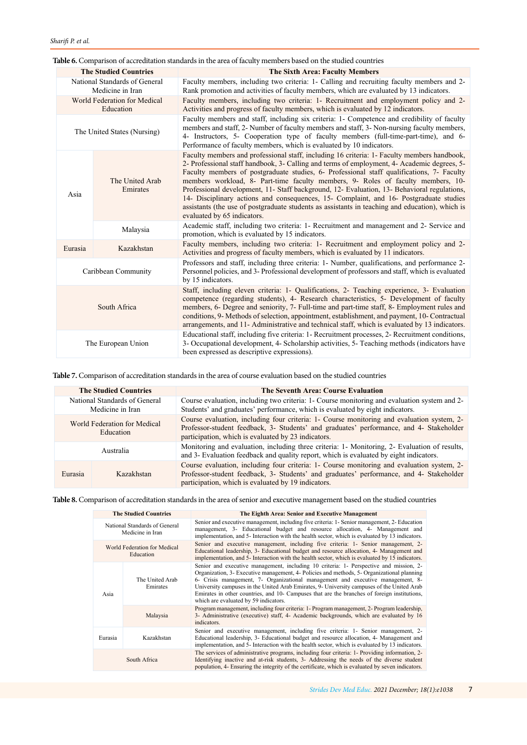**Table 6.** Comparison of accreditation standards in the area of faculty members based on the studied countries

| The Studied Countries | | The Sixth Area: Faculty Members |
|---|---|---|
| National Standards of General Medicine in Iran | | Faculty members, including two criteria: 1- Calling and recruiting faculty members and 2- Rank promotion and activities of faculty members, which are evaluated by 13 indicators. |
| World Federation for Medical Education | | Faculty members, including two criteria: 1- Recruitment and employment policy and 2- Activities and progress of faculty members, which is evaluated by 12 indicators. |
| The United States (Nursing) | | Faculty members and staff, including six criteria: 1- Competence and credibility of faculty members and staff, 2- Number of faculty members and staff, 3- Non-nursing faculty members, 4- Instructors, 5- Cooperation type of faculty members (full-time-part-time), and 6- Performance of faculty members, which is evaluated by 10 indicators. |
| Asia | The United Arab Emirates | Faculty members and professional staff, including 16 criteria: 1- Faculty members handbook, 2- Professional staff handbook, 3- Calling and terms of employment, 4- Academic degrees, 5- Faculty members of postgraduate studies, 6- Professional staff qualifications, 7- Faculty members workload, 8- Part-time faculty members, 9- Roles of faculty members, 10- Professional development, 11- Staff background, 12- Evaluation, 13- Behavioral regulations, 14- Disciplinary actions and consequences, 15- Complaint, and 16- Postgraduate studies assistants (the use of postgraduate students as assistants in teaching and education), which is evaluated by 65 indicators. |
| | Malaysia | Academic staff, including two criteria: 1- Recruitment and management and 2- Service and promotion, which is evaluated by 15 indicators. |
| Eurasia | Kazakhstan | Faculty members, including two criteria: 1- Recruitment and employment policy and 2- Activities and progress of faculty members, which is evaluated by 11 indicators. |
| Caribbean Community | | Professors and staff, including three criteria: 1- Number, qualifications, and performance 2- Personnel policies, and 3- Professional development of professors and staff, which is evaluated by 15 indicators. |
| South Africa | | Staff, including eleven criteria: 1- Qualifications, 2- Teaching experience, 3- Evaluation competence (regarding students), 4- Research characteristics, 5- Development of faculty members, 6- Degree and seniority, 7- Full-time and part-time staff, 8- Employment rules and conditions, 9- Methods of selection, appointment, establishment, and payment, 10- Contractual arrangements, and 11- Administrative and technical staff, which is evaluated by 13 indicators. |
| The European Union | | Educational staff, including five criteria: 1- Recruitment processes, 2- Recruitment conditions, 3- Occupational development, 4- Scholarship activities, 5- Teaching methods (indicators have been expressed as descriptive expressions). |

**Table 7.** Comparison of accreditation standards in the area of course evaluation based on the studied countries

| The Studied Countries | | The Seventh Area: Course Evaluation |
|---|---|---|
| National Standards of General Medicine in Iran | | Course evaluation, including two criteria: 1- Course monitoring and evaluation system and 2- Students' and graduates' performance, which is evaluated by eight indicators. |
| World Federation for Medical Education | | Course evaluation, including four criteria: 1- Course monitoring and evaluation system, 2- Professor-student feedback, 3- Students' and graduates' performance, and 4- Stakeholder participation, which is evaluated by 23 indicators. |
| Australia | | Monitoring and evaluation, including three criteria: 1- Monitoring, 2- Evaluation of results, and 3- Evaluation feedback and quality report, which is evaluated by eight indicators. |
| Eurasia | Kazakhstan | Course evaluation, including four criteria: 1- Course monitoring and evaluation system, 2- Professor-student feedback, 3- Students' and graduates' performance, and 4- Stakeholder participation, which is evaluated by 19 indicators. |

**Table 8.** Comparison of accreditation standards in the area of senior and executive management based on the studied countries

| The Studied Countries | | The Eighth Area: Senior and Executive Management |
|---|---|---|
| National Standards of General Medicine in Iran | | Senior and executive management, including five criteria: 1- Senior management, 2- Education management, 3- Educational budget and resource allocation, 4- Management and implementation, and 5- Interaction with the health sector, which is evaluated by 13 indicators. |
| World Federation for Medical Education | | Senior and executive management, including five criteria: 1- Senior management, 2- Educational leadership, 3- Educational budget and resource allocation, 4- Management and implementation, and 5- Interaction with the health sector, which is evaluated by 15 indicators. |
| Asia | The United Arab Emirates | Senior and executive management, including 10 criteria: 1- Perspective and mission, 2- Organization, 3- Executive management, 4- Policies and methods, 5- Organizational planning 6- Crisis management, 7- Organizational management and executive management, 8- University campuses in the United Arab Emirates, 9- University campuses of the United Arab Emirates in other countries, and 10- Campuses that are the branches of foreign institutions, which are evaluated by 59 indicators. |
| | Malaysia | Program management, including four criteria: 1- Program management, 2- Program leadership, 3- Administrative (executive) staff, 4- Academic backgrounds, which are evaluated by 16 indicators. |
| Eurasia | Kazakhstan | Senior and executive management, including five criteria: 1- Senior management, 2- Educational leadership, 3- Educational budget and resource allocation, 4- Management and implementation, and 5- Interaction with the health sector, which is evaluated by 13 indicators. |
| South Africa | | The services of administrative programs, including four criteria: 1- Providing information, 2- Identifying inactive and at-risk students, 3- Addressing the needs of the diverse student population, 4- Ensuring the integrity of the certificate, which is evaluated by seven indicators. |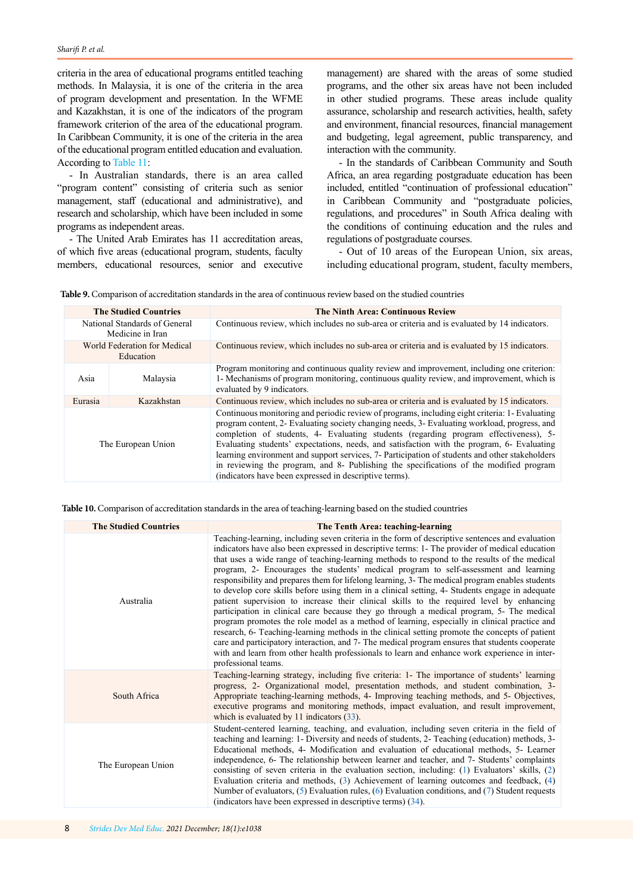criteria in the area of educational programs entitled teaching methods. In Malaysia, it is one of the criteria in the area of program development and presentation. In the WFME and Kazakhstan, it is one of the indicators of the program framework criterion of the area of the educational program. In Caribbean Community, it is one of the criteria in the area of the educational program entitled education and evaluation. According to Table 11:

- In Australian standards, there is an area called "program content" consisting of criteria such as senior management, staff (educational and administrative), and research and scholarship, which have been included in some programs as independent areas.

- The United Arab Emirates has 11 accreditation areas, of which five areas (educational program, students, faculty members, educational resources, senior and executive management) are shared with the areas of some studied programs, and the other six areas have not been included in other studied programs. These areas include quality assurance, scholarship and research activities, health, safety and environment, financial resources, financial management and budgeting, legal agreement, public transparency, and interaction with the community.

- In the standards of Caribbean Community and South Africa, an area regarding postgraduate education has been included, entitled "continuation of professional education" in Caribbean Community and "postgraduate policies, regulations, and procedures" in South Africa dealing with the conditions of continuing education and the rules and regulations of postgraduate courses.

- Out of 10 areas of the European Union, six areas, including educational program, student, faculty members,

**Table 9.** Comparison of accreditation standards in the area of continuous review based on the studied countries

| The Studied Countries | | The Ninth Area: Continuous Review |
|---|---|---|
| National Standards of General Medicine in Iran | | Continuous review, which includes no sub-area or criteria and is evaluated by 14 indicators. |
| World Federation for Medical Education | | Continuous review, which includes no sub-area or criteria and is evaluated by 15 indicators. |
| Asia | Malaysia | Program monitoring and continuous quality review and improvement, including one criterion: 1- Mechanisms of program monitoring, continuous quality review, and improvement, which is evaluated by 9 indicators. |
| Eurasia | Kazakhstan | Continuous review, which includes no sub-area or criteria and is evaluated by 15 indicators. |
| The European Union | | Continuous monitoring and periodic review of programs, including eight criteria: 1- Evaluating program content, 2- Evaluating society changing needs, 3- Evaluating workload, progress, and completion of students, 4- Evaluating students (regarding program effectiveness), 5- Evaluating students' expectations, needs, and satisfaction with the program, 6- Evaluating learning environment and support services, 7- Participation of students and other stakeholders in reviewing the program, and 8- Publishing the specifications of the modified program (indicators have been expressed in descriptive terms). |

**Table 10.** Comparison of accreditation standards in the area of teaching-learning based on the studied countries

| The Studied Countries | The Tenth Area: teaching-learning |
|---|---|
| Australia | Teaching-learning, including seven criteria in the form of descriptive sentences and evaluation indicators have also been expressed in descriptive terms: 1- The provider of medical education that uses a wide range of teaching-learning methods to respond to the results of the medical program, 2- Encourages the students' medical program to self-assessment and learning responsibility and prepares them for lifelong learning, 3- The medical program enables students to develop core skills before using them in a clinical setting, 4- Students engage in adequate patient supervision to increase their clinical skills to the required level by enhancing participation in clinical care because they go through a medical program, 5- The medical program promotes the role model as a method of learning, especially in clinical practice and research, 6- Teaching-learning methods in the clinical setting promote the concepts of patient care and participatory interaction, and 7- The medical program ensures that students cooperate with and learn from other health professionals to learn and enhance work experience in inter-professional teams. |
| South Africa | Teaching-learning strategy, including five criteria: 1- The importance of students' learning progress, 2- Organizational model, presentation methods, and student combination, 3- Appropriate teaching-learning methods, 4- Improving teaching methods, and 5- Objectives, executive programs and monitoring methods, impact evaluation, and result improvement, which is evaluated by 11 indicators (33). |
| The European Union | Student-centered learning, teaching, and evaluation, including seven criteria in the field of teaching and learning: 1- Diversity and needs of students, 2- Teaching (education) methods, 3- Educational methods, 4- Modification and evaluation of educational methods, 5- Learner independence, 6- The relationship between learner and teacher, and 7- Students' complaints consisting of seven criteria in the evaluation section, including: (1) Evaluators' skills, (2) Evaluation criteria and methods, (3) Achievement of learning outcomes and feedback, (4) Number of evaluators, (5) Evaluation rules, (6) Evaluation conditions, and (7) Student requests (indicators have been expressed in descriptive terms) (34). |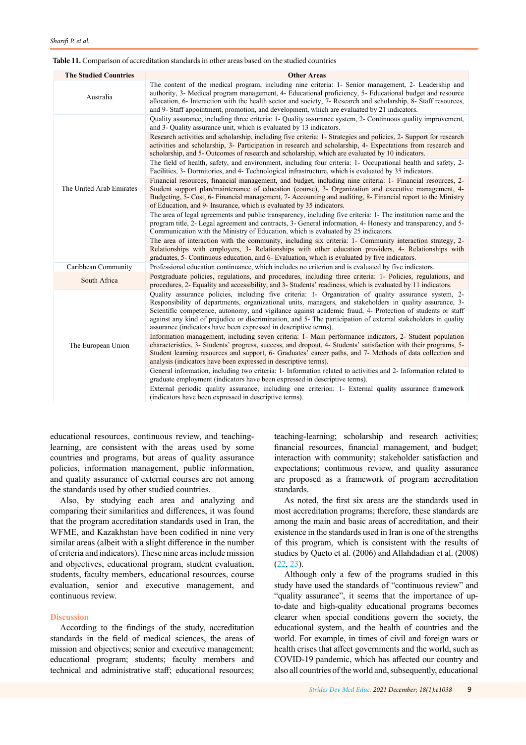**Table 11.** Comparison of accreditation standards in other areas based on the studied countries

| The Studied Countries | Other Areas |
|---|---|
| Australia | The content of the medical program, including nine criteria: 1- Senior management, 2- Leadership and authority, 3- Medical program management, 4- Educational proficiency, 5- Educational budget and resource allocation, 6- Interaction with the health sector and society, 7- Research and scholarship, 8- Staff resources, and 9- Staff appointment, promotion, and development, which are evaluated by 21 indicators. |
| The United Arab Emirates | Quality assurance, including three criteria: 1- Quality assurance system, 2- Continuous quality improvement, and 3- Quality assurance unit, which is evaluated by 13 indicators. |
| | Research activities and scholarship, including five criteria: 1- Strategies and policies, 2- Support for research activities and scholarship, 3- Participation in research and scholarship, 4- Expectations from research and scholarship, and 5- Outcomes of research and scholarship, which are evaluated by 10 indicators. |
| | The field of health, safety, and environment, including four criteria: 1- Occupational health and safety, 2- Facilities, 3- Dormitories, and 4- Technological infrastructure, which is evaluated by 35 indicators. |
| | Financial resources, financial management, and budget, including nine criteria: 1- Financial resources, 2- Student support plan/maintenance of education (course), 3- Organization and executive management, 4- Budgeting, 5- Cost, 6- Financial management, 7- Accounting and auditing, 8- Financial report to the Ministry of Education, and 9- Insurance, which is evaluated by 35 indicators. |
| | The area of legal agreements and public transparency, including five criteria: 1- The institution name and the program title, 2- Legal agreement and contracts, 3- General information, 4- Honesty and transparency, and 5- Communication with the Ministry of Education, which is evaluated by 25 indicators. |
| | The area of interaction with the community, including six criteria: 1- Community interaction strategy, 2- Relationships with employers, 3- Relationships with other education providers, 4- Relationships with graduates, 5- Continuous education, and 6- Evaluation, which is evaluated by five indicators. |
| Caribbean Community | Professional education continuance, which includes no criterion and is evaluated by five indicators. |
| South Africa | Postgraduate policies, regulations, and procedures, including three criteria: 1- Policies, regulations, and procedures, 2- Equality and accessibility, and 3- Students' readiness, which is evaluated by 11 indicators. |
| The European Union | Quality assurance policies, including five criteria: 1- Organization of quality assurance system, 2- Responsibility of departments, organizational units, managers, and stakeholders in quality assurance, 3- Scientific competence, autonomy, and vigilance against academic fraud, 4- Protection of students or staff against any kind of prejudice or discrimination, and 5- The participation of external stakeholders in quality assurance (indicators have been expressed in descriptive terms). |
| | Information management, including seven criteria: 1- Main performance indicators, 2- Student population characteristics, 3- Students' progress, success, and dropout, 4- Students' satisfaction with their programs, 5- Student learning resources and support, 6- Graduates' career paths, and 7- Methods of data collection and analysis (indicators have been expressed in descriptive terms). |
| | General information, including two criteria: 1- Information related to activities and 2- Information related to graduate employment (indicators have been expressed in descriptive terms). |
| | External periodic quality assurance, including one criterion: 1- External quality assurance framework (indicators have been expressed in descriptive terms). |

educational resources, continuous review, and teaching-learning, are consistent with the areas used by some countries and programs, but areas of quality assurance policies, information management, public information, and quality assurance of external courses are not among the standards used by other studied countries.

Also, by studying each area and analyzing and comparing their similarities and differences, it was found that the program accreditation standards used in Iran, the WFME, and Kazakhstan have been codified in nine very similar areas (albeit with a slight difference in the number of criteria and indicators). These nine areas include mission and objectives, educational program, student evaluation, students, faculty members, educational resources, course evaluation, senior and executive management, and continuous review.

## Discussion

According to the findings of the study, accreditation standards in the field of medical sciences, the areas of mission and objectives; senior and executive management; educational program; students; faculty members and technical and administrative staff; educational resources; teaching-learning; scholarship and research activities; financial resources, financial management, and budget; interaction with community; stakeholder satisfaction and expectations; continuous review, and quality assurance are proposed as a framework of program accreditation standards.

As noted, the first six areas are the standards used in most accreditation programs; therefore, these standards are among the main and basic areas of accreditation, and their existence in the standards used in Iran is one of the strengths of this program, which is consistent with the results of studies by Queto et al. (2006) and Allahdadian et al. (2008) (22, 23).

Although only a few of the programs studied in this study have used the standards of "continuous review" and "quality assurance", it seems that the importance of up-to-date and high-quality educational programs becomes clearer when special conditions govern the society, the educational system, and the health of countries and the world. For example, in times of civil and foreign wars or health crises that affect governments and the world, such as COVID-19 pandemic, which has affected our country and also all countries of the world and, subsequently, educational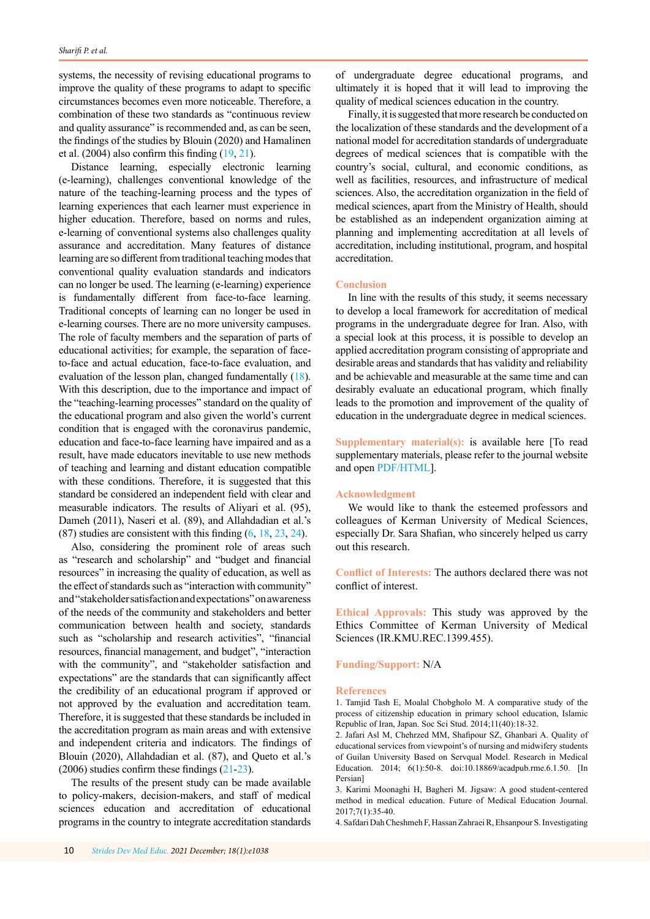systems, the necessity of revising educational programs to improve the quality of these programs to adapt to specific circumstances becomes even more noticeable. Therefore, a combination of these two standards as "continuous review and quality assurance" is recommended and, as can be seen, the findings of the studies by Blouin (2020) and Hamalinen et al. (2004) also confirm this finding (19, 21).

Distance learning, especially electronic learning (e-learning), challenges conventional knowledge of the nature of the teaching-learning process and the types of learning experiences that each learner must experience in higher education. Therefore, based on norms and rules, e-learning of conventional systems also challenges quality assurance and accreditation. Many features of distance learning are so different from traditional teaching modes that conventional quality evaluation standards and indicators can no longer be used. The learning (e-learning) experience is fundamentally different from face-to-face learning. Traditional concepts of learning can no longer be used in e-learning courses. There are no more university campuses. The role of faculty members and the separation of parts of educational activities; for example, the separation of face-to-face and actual education, face-to-face evaluation, and evaluation of the lesson plan, changed fundamentally (18). With this description, due to the importance and impact of the "teaching-learning processes" standard on the quality of the educational program and also given the world's current condition that is engaged with the coronavirus pandemic, education and face-to-face learning have impaired and as a result, have made educators inevitable to use new methods of teaching and learning and distant education compatible with these conditions. Therefore, it is suggested that this standard be considered an independent field with clear and measurable indicators. The results of Aliyari et al. (95), Dameh (2011), Naseri et al. (89), and Allahdadian et al.'s (87) studies are consistent with this finding (6, 18, 23, 24).

Also, considering the prominent role of areas such as "research and scholarship" and "budget and financial resources" in increasing the quality of education, as well as the effect of standards such as "interaction with community" and "stakeholder satisfaction and expectations" on awareness of the needs of the community and stakeholders and better communication between health and society, standards such as "scholarship and research activities", "financial resources, financial management, and budget", "interaction with the community", and "stakeholder satisfaction and expectations" are the standards that can significantly affect the credibility of an educational program if approved or not approved by the evaluation and accreditation team. Therefore, it is suggested that these standards be included in the accreditation program as main areas and with extensive and independent criteria and indicators. The findings of Blouin (2020), Allahdadian et al. (87), and Queto et al.'s (2006) studies confirm these findings (21-23).

The results of the present study can be made available to policy-makers, decision-makers, and staff of medical sciences education and accreditation of educational programs in the country to integrate accreditation standards of undergraduate degree educational programs, and ultimately it is hoped that it will lead to improving the quality of medical sciences education in the country.

Finally, it is suggested that more research be conducted on the localization of these standards and the development of a national model for accreditation standards of undergraduate degrees of medical sciences that is compatible with the country's social, cultural, and economic conditions, as well as facilities, resources, and infrastructure of medical sciences. Also, the accreditation organization in the field of medical sciences, apart from the Ministry of Health, should be established as an independent organization aiming at planning and implementing accreditation at all levels of accreditation, including institutional, program, and hospital accreditation.

## Conclusion

In line with the results of this study, it seems necessary to develop a local framework for accreditation of medical programs in the undergraduate degree for Iran. Also, with a special look at this process, it is possible to develop an applied accreditation program consisting of appropriate and desirable areas and standards that has validity and reliability and be achievable and measurable at the same time and can desirably evaluate an educational program, which finally leads to the promotion and improvement of the quality of education in the undergraduate degree in medical sciences.

**Supplementary material(s):** is available here [To read supplementary materials, please refer to the journal website and open PDF/HTML].

## Acknowledgment

We would like to thank the esteemed professors and colleagues of Kerman University of Medical Sciences, especially Dr. Sara Shafian, who sincerely helped us carry out this research.

**Conflict of Interests:** The authors declared there was not conflict of interest.

**Ethical Approvals:** This study was approved by the Ethics Committee of Kerman University of Medical Sciences (IR.KMU.REC.1399.455).

**Funding/Support:** N/A

## References

1. Tamjid Tash E, Moalal Chobgholo M. A comparative study of the process of citizenship education in primary school education, Islamic Republic of Iran, Japan. Soc Sci Stud. 2014;11(40):18-32.
2. Jafari Asl M, Chehrzed MM, Shafipour SZ, Ghanbari A. Quality of educational services from viewpoint's of nursing and midwifery students of Guilan University Based on Servqual Model. Research in Medical Education. 2014; 6(1):50-8. doi:10.18869/acadpub.rme.6.1.50. [In Persian]
3. Karimi Moonaghi H, Bagheri M. Jigsaw: A good student-centered method in medical education. Future of Medical Education Journal. 2017;7(1):35-40.
4. Safdari Dah Cheshmeh F, Hassan Zahraei R, Ehsanpour S. Investigating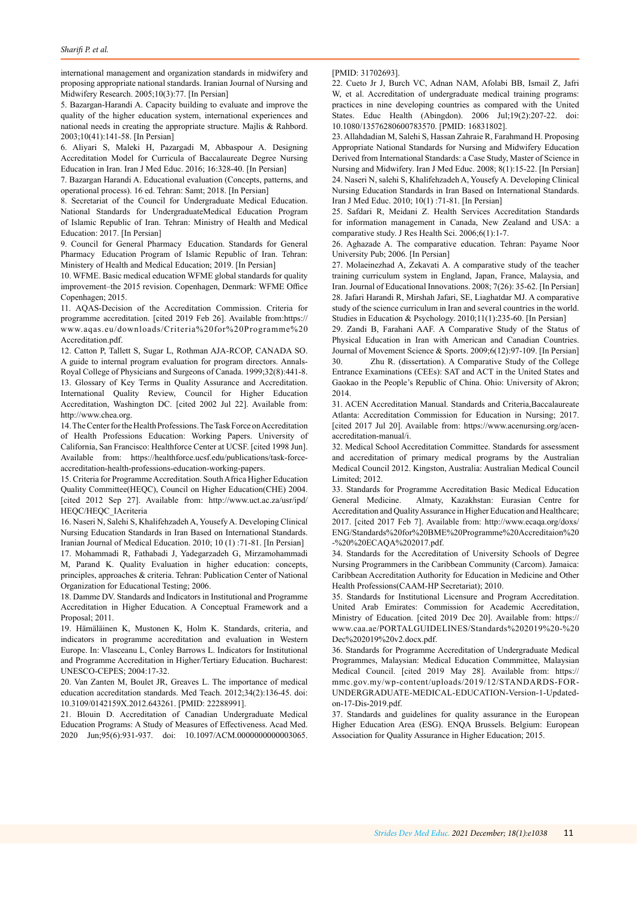international management and organization standards in midwifery and proposing appropriate national standards. Iranian Journal of Nursing and Midwifery Research. 2005;10(3):77. [In Persian]

5. Bazargan-Harandi A. Capacity building to evaluate and improve the quality of the higher education system, international experiences and national needs in creating the appropriate structure. Majlis & Rahbord. 2003;10(41):141-58. [In Persian]

6. Aliyari S, Maleki H, Pazargadi M, Abbaspour A. Designing Accreditation Model for Curricula of Baccalaureate Degree Nursing Education in Iran. Iran J Med Educ. 2016; 16:328-40. [In Persian]

7. Bazargan Harandi A. Educational evaluation (Concepts, patterns, and operational process). 16 ed. Tehran: Samt; 2018. [In Persian]

8. Secretariat of the Council for Undergraduate Medical Education. National Standards for UndergraduateMedical Education Program of Islamic Republic of Iran. Tehran: Ministry of Health and Medical Education: 2017. [In Persian]

9. Council for General Pharmacy Education. Standards for General Pharmacy Education Program of Islamic Republic of Iran. Tehran: Ministery of Health and Medical Education; 2019. [In Persian]

10. WFME. Basic medical education WFME global standards for quality improvement–the 2015 revision. Copenhagen, Denmark: WFME Office Copenhagen; 2015.

11. AQAS-Decision of the Accreditation Commission. Criteria for programme accreditation. [cited 2019 Feb 26]. Available from:https://www.aqas.eu/downloads/Criteria%20for%20Programme%20Accreditation.pdf.

12. Catton P, Tallett S, Sugar L, Rothman AJA-RCOP, CANADA SO. A guide to internal program evaluation for program directors. Annals-Royal College of Physicians and Surgeons of Canada. 1999;32(8):441-8.

13. Glossary of Key Terms in Quality Assurance and Accreditation. International Quality Review, Council for Higher Education Accreditation, Washington DC. [cited 2002 Jul 22]. Available from: http://www.chea.org.

14. The Center for the Health Professions. The Task Force on Accreditation of Health Professions Education: Working Papers. University of California, San Francisco: Healthforce Center at UCSF. [cited 1998 Jun]. Available from: https://healthforce.ucsf.edu/publications/task-force-accreditation-health-professions-education-working-papers.

15. Criteria for Programme Accreditation. South Africa Higher Education Quality Committee(HEQC), Council on Higher Education(CHE) 2004. [cited 2012 Sep 27]. Available from: http://www.uct.ac.za/usr/ipd/HEQC/HEQC_IAcriteria

16. Naseri N, Salehi S, Khalifehzadeh A, Yousefy A. Developing Clinical Nursing Education Standards in Iran Based on International Standards. Iranian Journal of Medical Education. 2010; 10 (1) :71-81. [In Persian]

17. Mohammadi R, Fathabadi J, Yadegarzadeh G, Mirzamohammadi M, Parand K. Quality Evaluation in higher education: concepts, principles, approaches & criteria. Tehran: Publication Center of National Organization for Educational Testing; 2006.

18. Damme DV. Standards and Indicators in Institutional and Programme Accreditation in Higher Education. A Conceptual Framework and a Proposal; 2011.

19. Hämäläinen K, Mustonen K, Holm K. Standards, criteria, and indicators in programme accreditation and evaluation in Western Europe. In: Vlasceanu L, Conley Barrows L. Indicators for Institutional and Programme Accreditation in Higher/Tertiary Education. Bucharest: UNESCO-CEPES; 2004:17-32.

20. Van Zanten M, Boulet JR, Greaves L. The importance of medical education accreditation standards. Med Teach. 2012;34(2):136-45. doi: 10.3109/0142159X.2012.643261. [PMID: 22288991].

21. Blouin D. Accreditation of Canadian Undergraduate Medical Education Programs: A Study of Measures of Effectiveness. Acad Med. 2020 Jun;95(6):931-937. doi: 10.1097/ACM.0000000000003065. [PMID: 31702693].

22. Cueto Jr J, Burch VC, Adnan NAM, Afolabi BB, Ismail Z, Jafri W, et al. Accreditation of undergraduate medical training programs: practices in nine developing countries as compared with the United States. Educ Health (Abingdon). 2006 Jul;19(2):207-22. doi: 10.1080/13576280600783570. [PMID: 16831802].

23. Allahdadian M, Salehi S, Hassan Zahraie R, Farahmand H. Proposing Appropriate National Standards for Nursing and Midwifery Education Derived from International Standards: a Case Study, Master of Science in Nursing and Midwifery. Iran J Med Educ. 2008; 8(1):15-22. [In Persian]

24. Naseri N, salehi S, Khalifehzadeh A, Yousefy A. Developing Clinical Nursing Education Standards in Iran Based on International Standards. Iran J Med Educ. 2010; 10(1) :71-81. [In Persian]

25. Safdari R, Meidani Z. Health Services Accreditation Standards for information management in Canada, New Zealand and USA: a comparative study. J Res Health Sci. 2006;6(1):1-7.

26. Aghazade A. The comparative education. Tehran: Payame Noor University Pub; 2006. [In Persian]

27. Molaeinezhad A, Zekavati A. A comparative study of the teacher training curriculum system in England, Japan, France, Malaysia, and Iran. Journal of Educational Innovations. 2008; 7(26): 35-62. [In Persian]

28. Jafari Harandi R, Mirshah Jafari, SE, Liaghatdar MJ. A comparative study of the science curriculum in Iran and several countries in the world. Studies in Education & Psychology. 2010;11(1):235-60. [In Persian]

29. Zandi B, Farahani AAF. A Comparative Study of the Status of Physical Education in Iran with American and Canadian Countries. Journal of Movement Science & Sports. 2009;6(12):97-109. [In Persian]

30. Zhu R. (dissertation). A Comparative Study of the College Entrance Examinations (CEEs): SAT and ACT in the United States and Gaokao in the People's Republic of China. Ohio: University of Akron; 2014.

31. ACEN Accreditation Manual. Standards and Criteria,Baccalaureate Atlanta: Accreditation Commission for Education in Nursing; 2017. [cited 2017 Jul 20]. Available from: https://www.acenursing.org/acen-accreditation-manual/i.

32. Medical School Accreditation Committee. Standards for assessment and accreditation of primary medical programs by the Australian Medical Council 2012. Kingston, Australia: Australian Medical Council Limited; 2012.

33. Standards for Programme Accreditation Basic Medical Education General Medicine. Almaty, Kazakhstan: Eurasian Centre for Accreditation and Quality Assurance in Higher Education and Healthcare; 2017. [cited 2017 Feb 7]. Available from: http://www.ecaqa.org/doxs/ENG/Standards%20for%20BME%20Programme%20Accreditaion%20-%20%20ECAQA%202017.pdf.

34. Standards for the Accreditation of University Schools of Degree Nursing Programmers in the Caribbean Community (Carcom). Jamaica: Caribbean Accreditation Authority for Education in Medicine and Other Health Professions(CAAM-HP Secretariat); 2010.

35. Standards for Institutional Licensure and Program Accreditation. United Arab Emirates: Commission for Academic Accreditation, Ministry of Education. [cited 2019 Dec 20]. Available from: https://www.caa.ae/PORTALGUIDELINES/Standards%202019%20-%20Dec%202019%20v2.docx.pdf.

36. Standards for Programme Accreditation of Undergraduate Medical Programmes, Malaysian: Medical Education Commmittee, Malaysian Medical Council. [cited 2019 May 28]. Available from: https://mmc.gov.my/wp-content/uploads/2019/12/STANDARDS-FOR-UNDERGRADUATE-MEDICAL-EDUCATION-Version-1-Updated-on-17-Dis-2019.pdf.

37. Standards and guidelines for quality assurance in the European Higher Education Area (ESG). ENQA Brussels. Belgium: European Association for Quality Assurance in Higher Education; 2015.